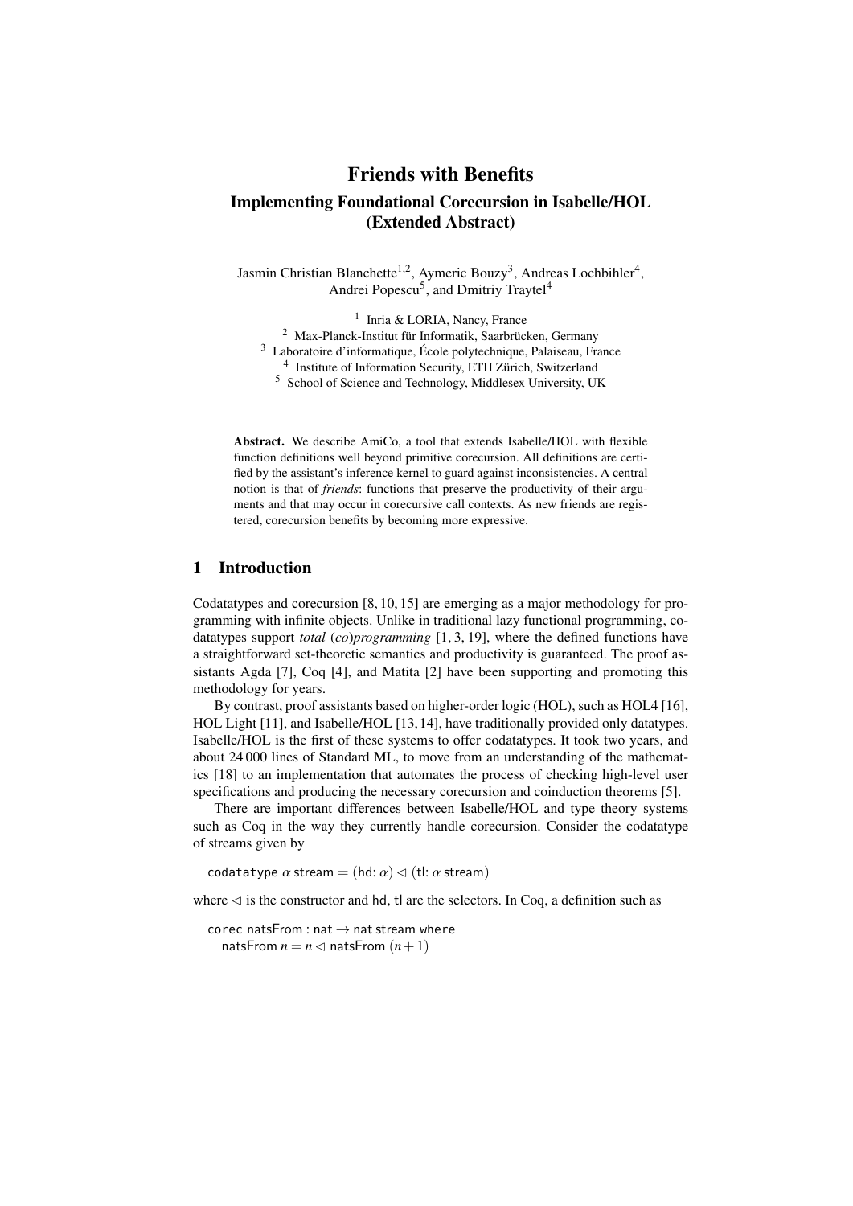# Friends with Benefits

## Implementing Foundational Corecursion in Isabelle/HOL (Extended Abstract)

Jasmin Christian Blanchette[1,2], Aymeric Bouzy[3], Andreas Lochbihler[4], Andrei Popescu[5], and Dmitriy Traytel[4]

[1] Inria & LORIA, Nancy, France
[2] Max-Planck-Institut für Informatik, Saarbrücken, Germany
[3] Laboratoire d'informatique, École polytechnique, Palaiseau, France
[4] Institute of Information Security, ETH Zürich, Switzerland
[5] School of Science and Technology, Middlesex University, UK

**Abstract.** We describe AmiCo, a tool that extends Isabelle/HOL with flexible function definitions well beyond primitive corecursion. All definitions are certified by the assistant's inference kernel to guard against inconsistencies. A central notion is that of *friends*: functions that preserve the productivity of their arguments and that may occur in corecursive call contexts. As new friends are registered, corecursion benefits by becoming more expressive.

## 1 Introduction

Codatatypes and corecursion [8, 10, 15] are emerging as a major methodology for programming with infinite objects. Unlike in traditional lazy functional programming, codatatypes support *total* (*co*)*programming* [1, 3, 19], where the defined functions have a straightforward set-theoretic semantics and productivity is guaranteed. The proof assistants Agda [7], Coq [4], and Matita [2] have been supporting and promoting this methodology for years.

By contrast, proof assistants based on higher-order logic (HOL), such as HOL4 [16], HOL Light [11], and Isabelle/HOL [13, 14], have traditionally provided only datatypes. Isabelle/HOL is the first of these systems to offer codatatypes. It took two years, and about 24 000 lines of Standard ML, to move from an understanding of the mathematics [18] to an implementation that automates the process of checking high-level user specifications and producing the necessary corecursion and coinduction theorems [5].

There are important differences between Isabelle/HOL and type theory systems such as Coq in the way they currently handle corecursion. Consider the codatatype of streams given by

codatatype $\alpha$ stream $=$ (hd: $\alpha$) $\lhd$ (tl: $\alpha$ stream)

where $\lhd$ is the constructor and hd, tl are the selectors. In Coq, a definition such as

corec natsFrom : nat $\rightarrow$ nat stream where
  natsFrom $n = n \lhd$ natsFrom $(n+1)$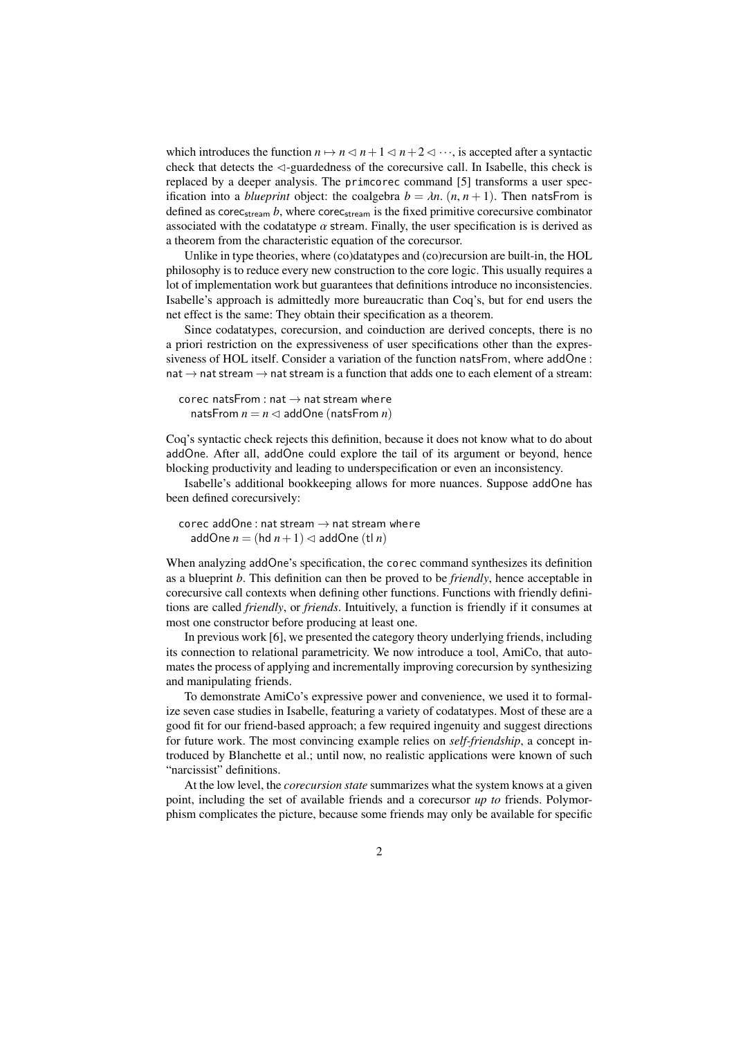which introduces the function $n \mapsto n \lhd n+1 \lhd n+2 \lhd \cdots$, is accepted after a syntactic check that detects the $\lhd$-guardedness of the corecursive call. In Isabelle, this check is replaced by a deeper analysis. The primcorec command [5] transforms a user specification into a *blueprint* object: the coalgebra $b = \lambda n.\ (n, n+1)$. Then natsFrom is defined as $\mathsf{corec}_{\mathsf{stream}}\ b$, where $\mathsf{corec}_{\mathsf{stream}}$ is the fixed primitive corecursive combinator associated with the codatatype $\alpha$ stream. Finally, the user specification is is derived as a theorem from the characteristic equation of the corecursor.

Unlike in type theories, where (co)datatypes and (co)recursion are built-in, the HOL philosophy is to reduce every new construction to the core logic. This usually requires a lot of implementation work but guarantees that definitions introduce no inconsistencies. Isabelle's approach is admittedly more bureaucratic than Coq's, but for end users the net effect is the same: They obtain their specification as a theorem.

Since codatatypes, corecursion, and coinduction are derived concepts, there is no a priori restriction on the expressiveness of user specifications other than the expressiveness of HOL itself. Consider a variation of the function natsFrom, where addOne : nat $\to$ nat stream $\to$ nat stream is a function that adds one to each element of a stream:

```
corec natsFrom : nat → nat stream where
  natsFrom n = n ◁ addOne (natsFrom n)
```

Coq's syntactic check rejects this definition, because it does not know what to do about addOne. After all, addOne could explore the tail of its argument or beyond, hence blocking productivity and leading to underspecification or even an inconsistency.

Isabelle's additional bookkeeping allows for more nuances. Suppose addOne has been defined corecursively:

```
corec addOne : nat stream → nat stream where
  addOne n = (hd n + 1) ◁ addOne (tl n)
```

When analyzing addOne's specification, the corec command synthesizes its definition as a blueprint $b$. This definition can then be proved to be *friendly*, hence acceptable in corecursive call contexts when defining other functions. Functions with friendly definitions are called *friendly*, or *friends*. Intuitively, a function is friendly if it consumes at most one constructor before producing at least one.

In previous work [6], we presented the category theory underlying friends, including its connection to relational parametricity. We now introduce a tool, AmiCo, that automates the process of applying and incrementally improving corecursion by synthesizing and manipulating friends.

To demonstrate AmiCo's expressive power and convenience, we used it to formalize seven case studies in Isabelle, featuring a variety of codatatypes. Most of these are a good fit for our friend-based approach; a few required ingenuity and suggest directions for future work. The most convincing example relies on *self-friendship*, a concept introduced by Blanchette et al.; until now, no realistic applications were known of such "narcissist" definitions.

At the low level, the *corecursion state* summarizes what the system knows at a given point, including the set of available friends and a corecursor *up to* friends. Polymorphism complicates the picture, because some friends may only be available for specific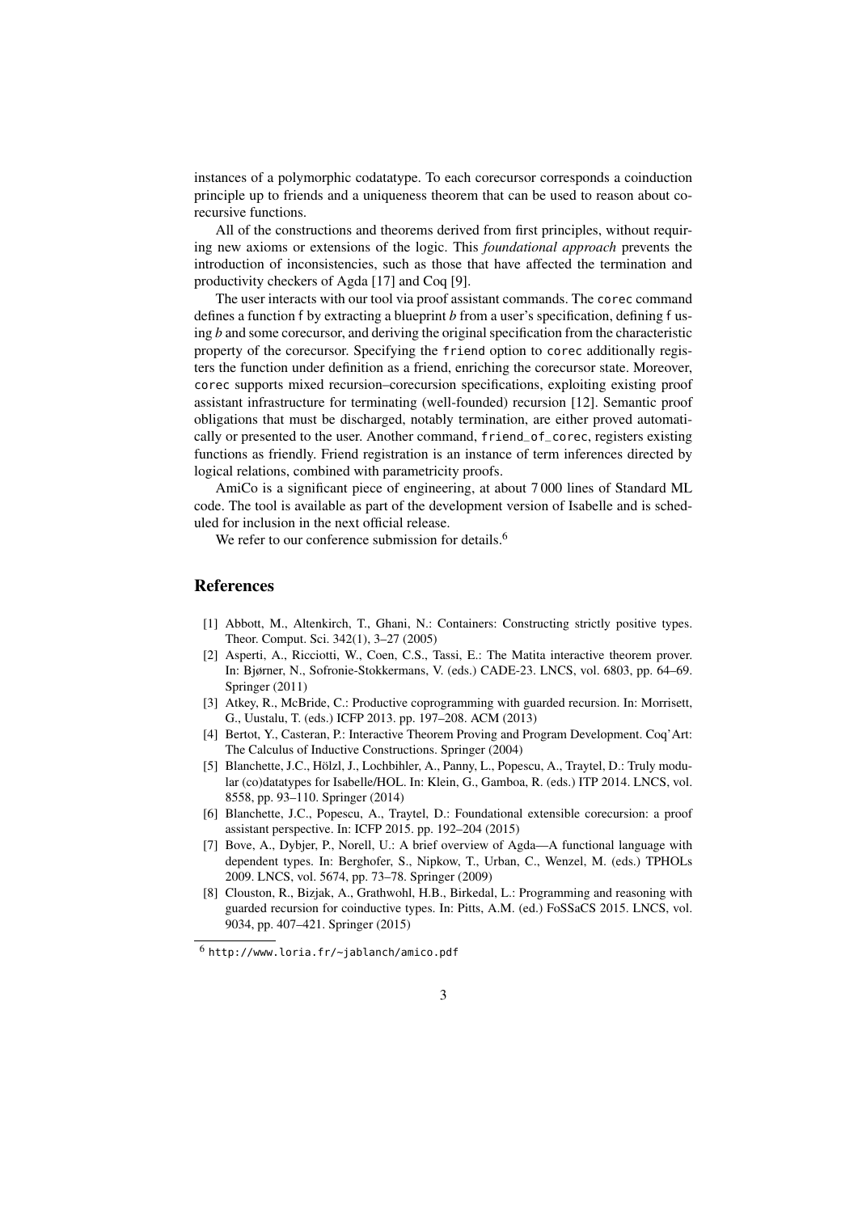instances of a polymorphic codatatype. To each corecursor corresponds a coinduction principle up to friends and a uniqueness theorem that can be used to reason about corecursive functions.

All of the constructions and theorems derived from first principles, without requiring new axioms or extensions of the logic. This *foundational approach* prevents the introduction of inconsistencies, such as those that have affected the termination and productivity checkers of Agda [17] and Coq [9].

The user interacts with our tool via proof assistant commands. The `corec` command defines a function `f` by extracting a blueprint *b* from a user's specification, defining `f` using *b* and some corecursor, and deriving the original specification from the characteristic property of the corecursor. Specifying the `friend` option to `corec` additionally registers the function under definition as a friend, enriching the corecursor state. Moreover, `corec` supports mixed recursion–corecursion specifications, exploiting existing proof assistant infrastructure for terminating (well-founded) recursion [12]. Semantic proof obligations that must be discharged, notably termination, are either proved automatically or presented to the user. Another command, `friend_of_corec`, registers existing functions as friendly. Friend registration is an instance of term inferences directed by logical relations, combined with parametricity proofs.

AmiCo is a significant piece of engineering, at about 7 000 lines of Standard ML code. The tool is available as part of the development version of Isabelle and is scheduled for inclusion in the next official release.

We refer to our conference submission for details.[6]

## References

[1] Abbott, M., Altenkirch, T., Ghani, N.: Containers: Constructing strictly positive types. Theor. Comput. Sci. 342(1), 3–27 (2005)

[2] Asperti, A., Ricciotti, W., Coen, C.S., Tassi, E.: The Matita interactive theorem prover. In: Bjørner, N., Sofronie-Stokkermans, V. (eds.) CADE-23. LNCS, vol. 6803, pp. 64–69. Springer (2011)

[3] Atkey, R., McBride, C.: Productive coprogramming with guarded recursion. In: Morrisett, G., Uustalu, T. (eds.) ICFP 2013. pp. 197–208. ACM (2013)

[4] Bertot, Y., Casteran, P.: Interactive Theorem Proving and Program Development. Coq'Art: The Calculus of Inductive Constructions. Springer (2004)

[5] Blanchette, J.C., Hölzl, J., Lochbihler, A., Panny, L., Popescu, A., Traytel, D.: Truly modular (co)datatypes for Isabelle/HOL. In: Klein, G., Gamboa, R. (eds.) ITP 2014. LNCS, vol. 8558, pp. 93–110. Springer (2014)

[6] Blanchette, J.C., Popescu, A., Traytel, D.: Foundational extensible corecursion: a proof assistant perspective. In: ICFP 2015. pp. 192–204 (2015)

[7] Bove, A., Dybjer, P., Norell, U.: A brief overview of Agda—A functional language with dependent types. In: Berghofer, S., Nipkow, T., Urban, C., Wenzel, M. (eds.) TPHOLs 2009. LNCS, vol. 5674, pp. 73–78. Springer (2009)

[8] Clouston, R., Bizjak, A., Grathwohl, H.B., Birkedal, L.: Programming and reasoning with guarded recursion for coinductive types. In: Pitts, A.M. (ed.) FoSSaCS 2015. LNCS, vol. 9034, pp. 407–421. Springer (2015)

[6] `http://www.loria.fr/~jablanch/amico.pdf`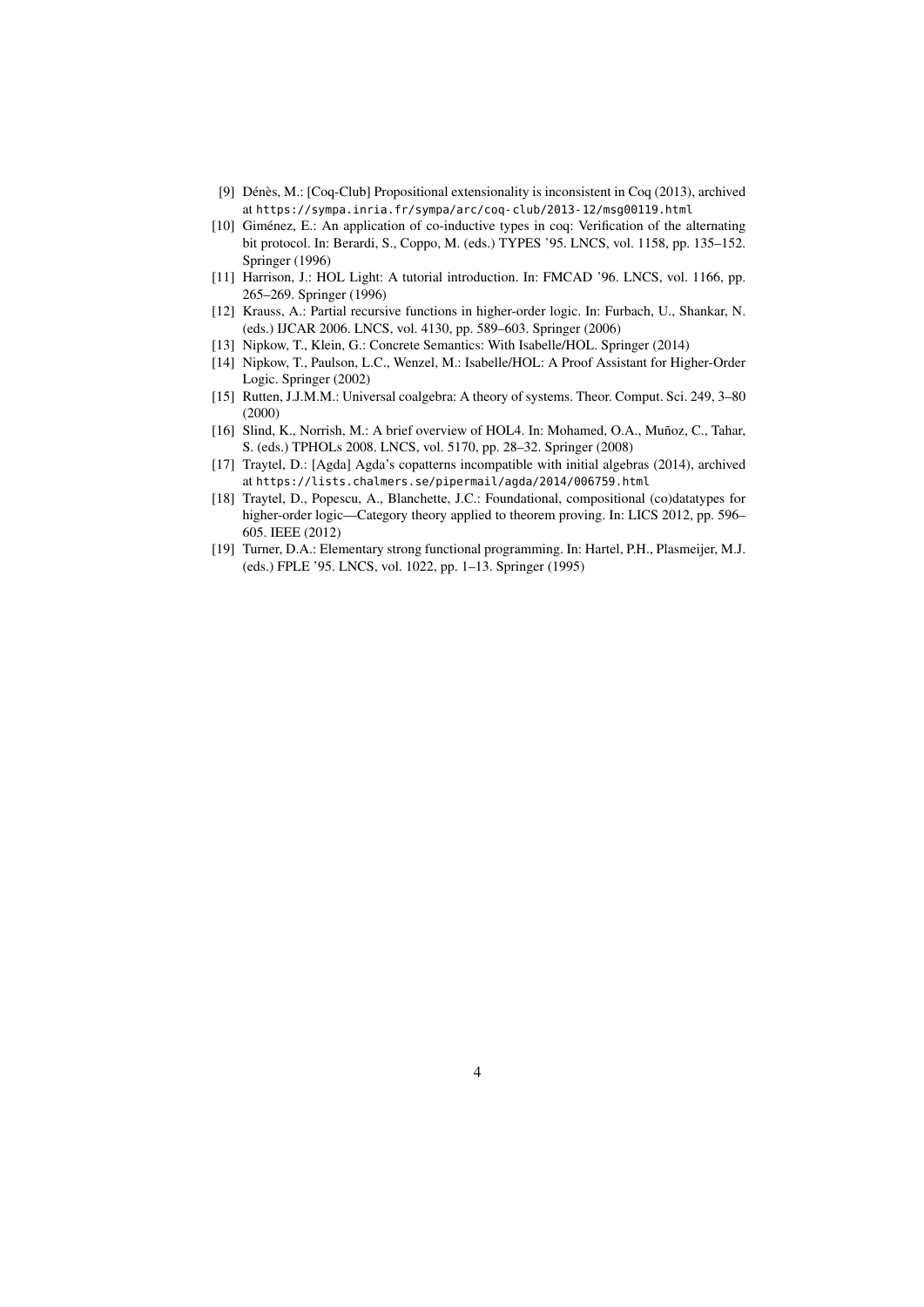[9] Dénès, M.: [Coq-Club] Propositional extensionality is inconsistent in Coq (2013), archived at https://sympa.inria.fr/sympa/arc/coq-club/2013-12/msg00119.html

[10] Giménez, E.: An application of co-inductive types in coq: Verification of the alternating bit protocol. In: Berardi, S., Coppo, M. (eds.) TYPES '95. LNCS, vol. 1158, pp. 135–152. Springer (1996)

[11] Harrison, J.: HOL Light: A tutorial introduction. In: FMCAD '96. LNCS, vol. 1166, pp. 265–269. Springer (1996)

[12] Krauss, A.: Partial recursive functions in higher-order logic. In: Furbach, U., Shankar, N. (eds.) IJCAR 2006. LNCS, vol. 4130, pp. 589–603. Springer (2006)

[13] Nipkow, T., Klein, G.: Concrete Semantics: With Isabelle/HOL. Springer (2014)

[14] Nipkow, T., Paulson, L.C., Wenzel, M.: Isabelle/HOL: A Proof Assistant for Higher-Order Logic. Springer (2002)

[15] Rutten, J.J.M.M.: Universal coalgebra: A theory of systems. Theor. Comput. Sci. 249, 3–80 (2000)

[16] Slind, K., Norrish, M.: A brief overview of HOL4. In: Mohamed, O.A., Muñoz, C., Tahar, S. (eds.) TPHOLs 2008. LNCS, vol. 5170, pp. 28–32. Springer (2008)

[17] Traytel, D.: [Agda] Agda's copatterns incompatible with initial algebras (2014), archived at https://lists.chalmers.se/pipermail/agda/2014/006759.html

[18] Traytel, D., Popescu, A., Blanchette, J.C.: Foundational, compositional (co)datatypes for higher-order logic—Category theory applied to theorem proving. In: LICS 2012, pp. 596–605. IEEE (2012)

[19] Turner, D.A.: Elementary strong functional programming. In: Hartel, P.H., Plasmeijer, M.J. (eds.) FPLE '95. LNCS, vol. 1022, pp. 1–13. Springer (1995)